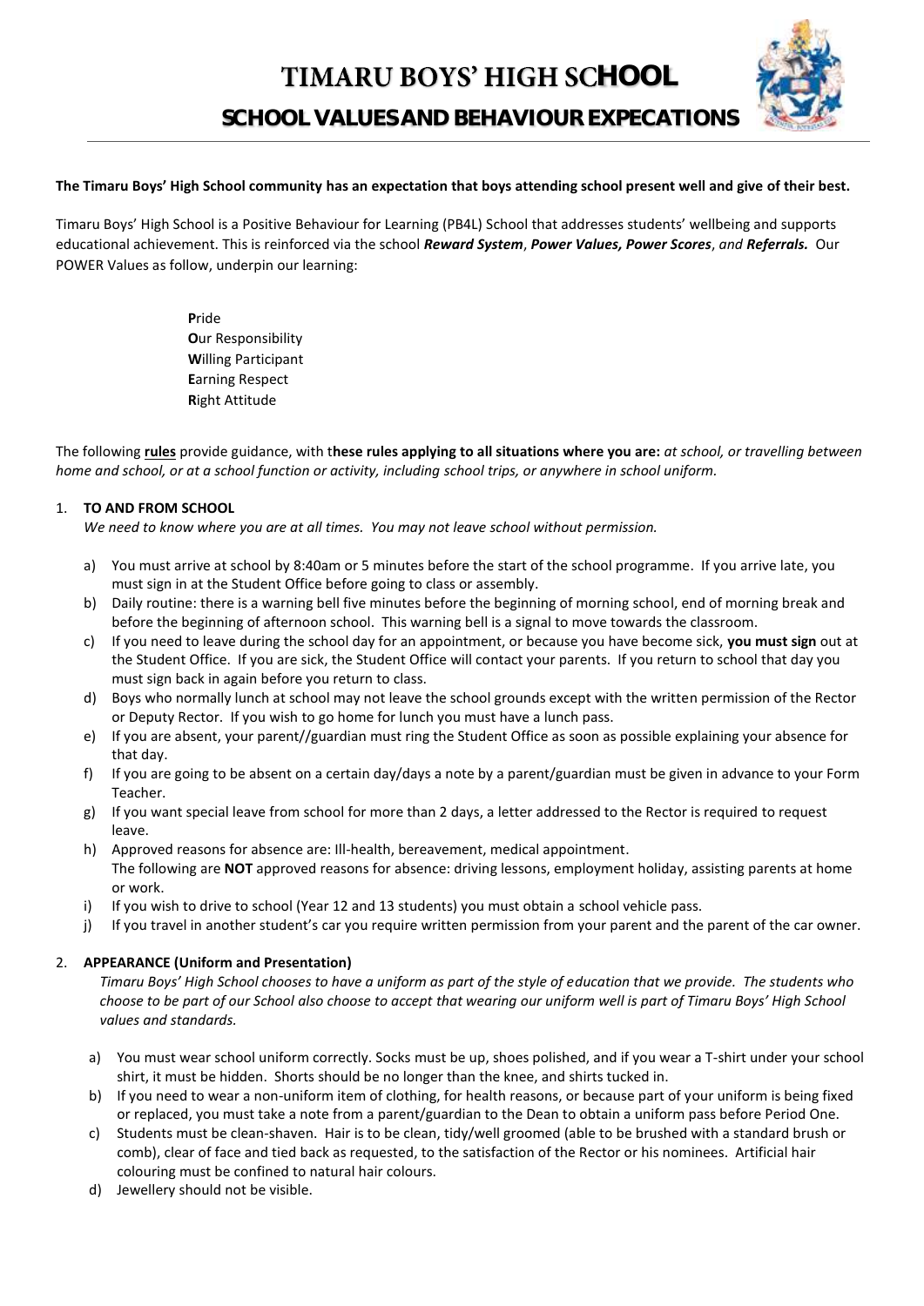# TIMARU BOYS' HIGH SCHOOL

## SCHOOL VALUES AND BEHAVIOUR EXPECATIONS

**The Timaru Boys' High School community has an expectation that boys attending school present well and give of their best.**

Timaru Boys' High School is a Positive Behaviour for Learning (PB4L) School that addresses students' wellbeing and supports educational achievement. This is reinforced via the school ***Reward System***, ***Power Values, Power Scores***, *and* ***Referrals.*** Our POWER Values as follow, underpin our learning:

**P**ride
**O**ur Responsibility
**W**illing Participant
**E**arning Respect
**R**ight Attitude

The following **rules** provide guidance, with t**hese rules applying to all situations where you are:** *at school, or travelling between home and school, or at a school function or activity, including school trips, or anywhere in school uniform.*

1. **TO AND FROM SCHOOL**
   *We need to know where you are at all times. You may not leave school without permission.*

   a) You must arrive at school by 8:40am or 5 minutes before the start of the school programme. If you arrive late, you must sign in at the Student Office before going to class or assembly.
   b) Daily routine: there is a warning bell five minutes before the beginning of morning school, end of morning break and before the beginning of afternoon school. This warning bell is a signal to move towards the classroom.
   c) If you need to leave during the school day for an appointment, or because you have become sick, **you must sign** out at the Student Office. If you are sick, the Student Office will contact your parents. If you return to school that day you must sign back in again before you return to class.
   d) Boys who normally lunch at school may not leave the school grounds except with the written permission of the Rector or Deputy Rector. If you wish to go home for lunch you must have a lunch pass.
   e) If you are absent, your parent//guardian must ring the Student Office as soon as possible explaining your absence for that day.
   f) If you are going to be absent on a certain day/days a note by a parent/guardian must be given in advance to your Form Teacher.
   g) If you want special leave from school for more than 2 days, a letter addressed to the Rector is required to request leave.
   h) Approved reasons for absence are: Ill-health, bereavement, medical appointment.
      The following are **NOT** approved reasons for absence: driving lessons, employment holiday, assisting parents at home or work.
   i) If you wish to drive to school (Year 12 and 13 students) you must obtain a school vehicle pass.
   j) If you travel in another student's car you require written permission from your parent and the parent of the car owner.

2. **APPEARANCE (Uniform and Presentation)**
   *Timaru Boys' High School chooses to have a uniform as part of the style of education that we provide. The students who choose to be part of our School also choose to accept that wearing our uniform well is part of Timaru Boys' High School values and standards.*

   a) You must wear school uniform correctly. Socks must be up, shoes polished, and if you wear a T-shirt under your school shirt, it must be hidden. Shorts should be no longer than the knee, and shirts tucked in.
   b) If you need to wear a non-uniform item of clothing, for health reasons, or because part of your uniform is being fixed or replaced, you must take a note from a parent/guardian to the Dean to obtain a uniform pass before Period One.
   c) Students must be clean-shaven. Hair is to be clean, tidy/well groomed (able to be brushed with a standard brush or comb), clear of face and tied back as requested, to the satisfaction of the Rector or his nominees. Artificial hair colouring must be confined to natural hair colours.
   d) Jewellery should not be visible.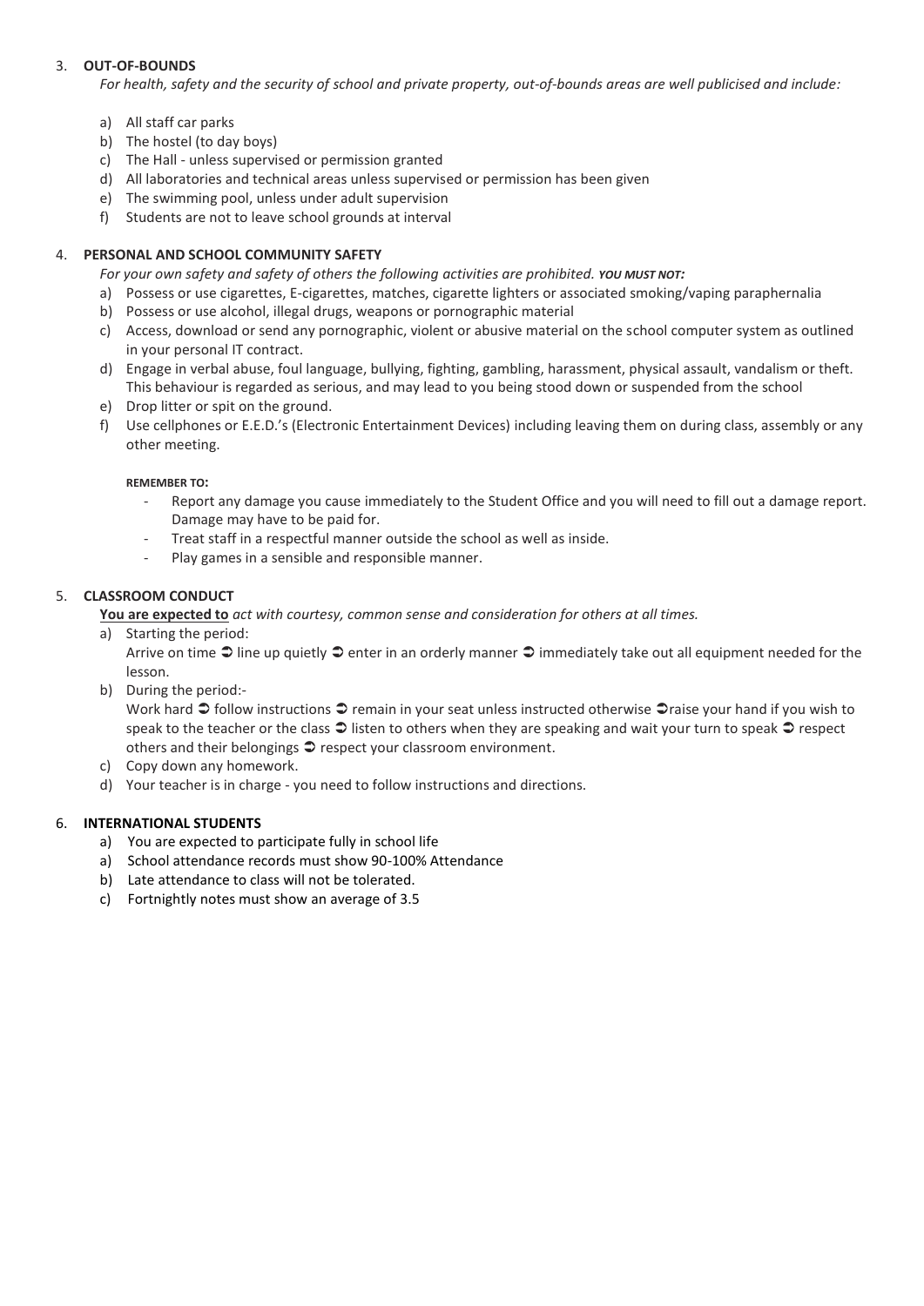3. **OUT-OF-BOUNDS**

   *For health, safety and the security of school and private property, out-of-bounds areas are well publicised and include:*

   a) All staff car parks
   b) The hostel (to day boys)
   c) The Hall - unless supervised or permission granted
   d) All laboratories and technical areas unless supervised or permission has been given
   e) The swimming pool, unless under adult supervision
   f) Students are not to leave school grounds at interval

4. **PERSONAL AND SCHOOL COMMUNITY SAFETY**

   *For your own safety and safety of others the following activities are prohibited.* ***YOU MUST NOT:***

   a) Possess or use cigarettes, E-cigarettes, matches, cigarette lighters or associated smoking/vaping paraphernalia
   b) Possess or use alcohol, illegal drugs, weapons or pornographic material
   c) Access, download or send any pornographic, violent or abusive material on the school computer system as outlined in your personal IT contract.
   d) Engage in verbal abuse, foul language, bullying, fighting, gambling, harassment, physical assault, vandalism or theft. This behaviour is regarded as serious, and may lead to you being stood down or suspended from the school
   e) Drop litter or spit on the ground.
   f) Use cellphones or E.E.D.'s (Electronic Entertainment Devices) including leaving them on during class, assembly or any other meeting.

   **REMEMBER TO:**

   - Report any damage you cause immediately to the Student Office and you will need to fill out a damage report. Damage may have to be paid for.
   - Treat staff in a respectful manner outside the school as well as inside.
   - Play games in a sensible and responsible manner.

5. **CLASSROOM CONDUCT**

   **You are expected to** *act with courtesy, common sense and consideration for others at all times.*

   a) Starting the period:
      Arrive on time ➲ line up quietly ➲ enter in an orderly manner ➲ immediately take out all equipment needed for the lesson.
   b) During the period:-
      Work hard ➲ follow instructions ➲ remain in your seat unless instructed otherwise ➲raise your hand if you wish to speak to the teacher or the class ➲ listen to others when they are speaking and wait your turn to speak ➲ respect others and their belongings ➲ respect your classroom environment.
   c) Copy down any homework.
   d) Your teacher is in charge - you need to follow instructions and directions.

6. **INTERNATIONAL STUDENTS**

   a) You are expected to participate fully in school life
   a) School attendance records must show 90-100% Attendance
   b) Late attendance to class will not be tolerated.
   c) Fortnightly notes must show an average of 3.5